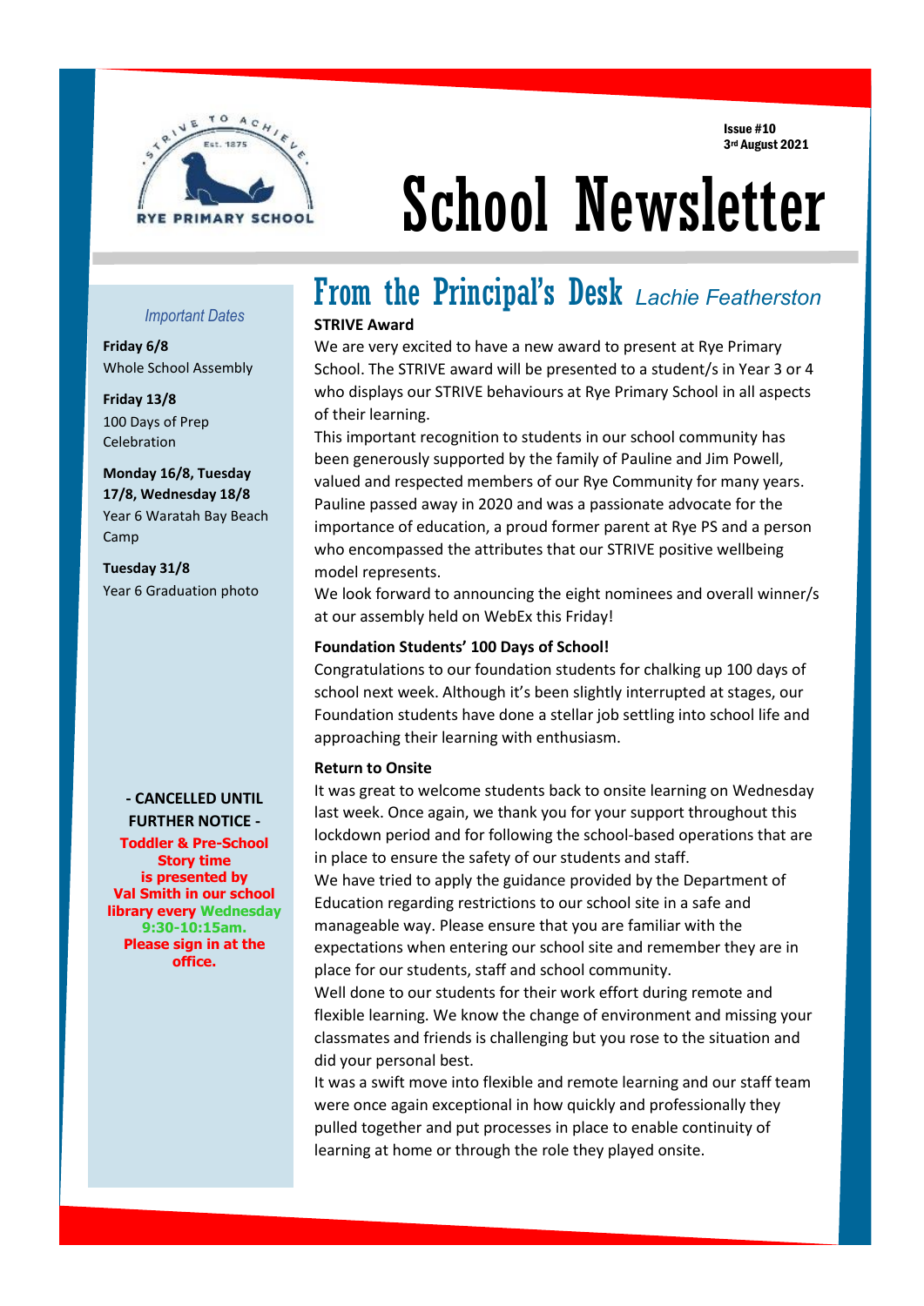RYE PRIMARY SCHOOL

STRIVE TO ACHIEVE — Est. 1875

Issue #10
3rd August 2021

# School Newsletter

*Important Dates*

**Friday 6/8**
Whole School Assembly

**Friday 13/8**
100 Days of Prep Celebration

**Monday 16/8, Tuesday 17/8, Wednesday 18/8**
Year 6 Waratah Bay Beach Camp

**Tuesday 31/8**
Year 6 Graduation photo

**- CANCELLED UNTIL FURTHER NOTICE -**

**Toddler & Pre-School Story time is presented by Val Smith in our school library every Wednesday 9:30-10:15am. Please sign in at the office.**

## From the Principal's Desk *Lachie Featherston*

**STRIVE Award**

We are very excited to have a new award to present at Rye Primary School. The STRIVE award will be presented to a student/s in Year 3 or 4 who displays our STRIVE behaviours at Rye Primary School in all aspects of their learning.

This important recognition to students in our school community has been generously supported by the family of Pauline and Jim Powell, valued and respected members of our Rye Community for many years. Pauline passed away in 2020 and was a passionate advocate for the importance of education, a proud former parent at Rye PS and a person who encompassed the attributes that our STRIVE positive wellbeing model represents.

We look forward to announcing the eight nominees and overall winner/s at our assembly held on WebEx this Friday!

**Foundation Students' 100 Days of School!**

Congratulations to our foundation students for chalking up 100 days of school next week. Although it's been slightly interrupted at stages, our Foundation students have done a stellar job settling into school life and approaching their learning with enthusiasm.

**Return to Onsite**

It was great to welcome students back to onsite learning on Wednesday last week. Once again, we thank you for your support throughout this lockdown period and for following the school-based operations that are in place to ensure the safety of our students and staff.

We have tried to apply the guidance provided by the Department of Education regarding restrictions to our school site in a safe and manageable way. Please ensure that you are familiar with the expectations when entering our school site and remember they are in place for our students, staff and school community.

Well done to our students for their work effort during remote and flexible learning. We know the change of environment and missing your classmates and friends is challenging but you rose to the situation and did your personal best.

It was a swift move into flexible and remote learning and our staff team were once again exceptional in how quickly and professionally they pulled together and put processes in place to enable continuity of learning at home or through the role they played onsite.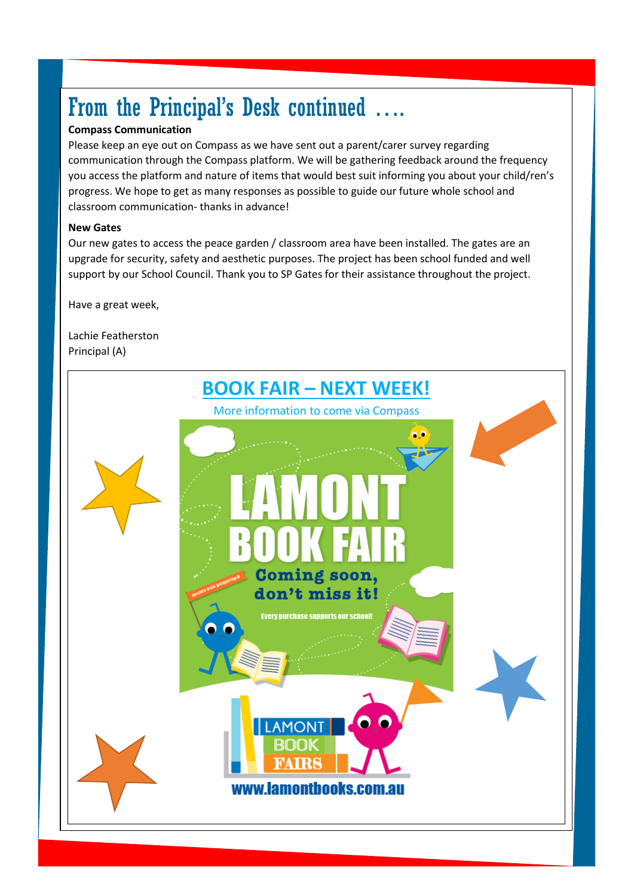# From the Principal's Desk continued ….

**Compass Communication**

Please keep an eye out on Compass as we have sent out a parent/carer survey regarding communication through the Compass platform. We will be gathering feedback around the frequency you access the platform and nature of items that would best suit informing you about your child/ren's progress. We hope to get as many responses as possible to guide our future whole school and classroom communication- thanks in advance!

**New Gates**

Our new gates to access the peace garden / classroom area have been installed. The gates are an upgrade for security, safety and aesthetic purposes. The project has been school funded and well support by our School Council. Thank you to SP Gates for their assistance throughout the project.

Have a great week,

Lachie Featherston
Principal (A)

## BOOK FAIR – NEXT WEEK!

More information to come via Compass

LAMONT BOOK FAIR

Coming soon, don't miss it!

Every purchase supports our school!

LAMONT BOOK FAIRS

www.lamontbooks.com.au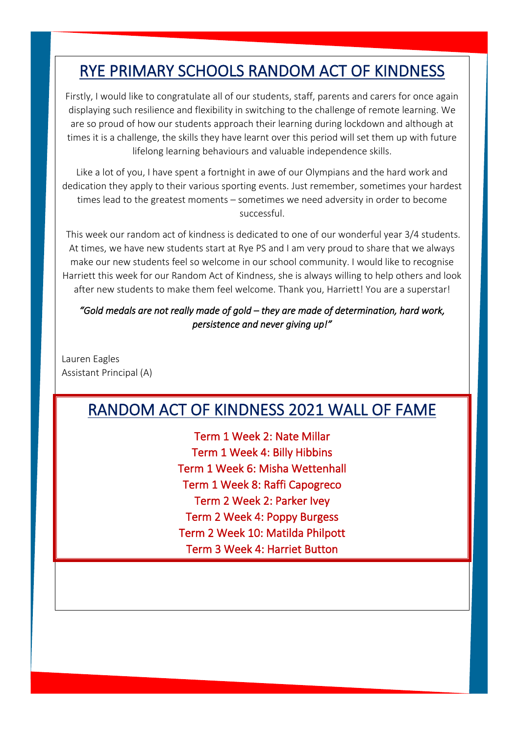# RYE PRIMARY SCHOOLS RANDOM ACT OF KINDNESS

Firstly, I would like to congratulate all of our students, staff, parents and carers for once again displaying such resilience and flexibility in switching to the challenge of remote learning. We are so proud of how our students approach their learning during lockdown and although at times it is a challenge, the skills they have learnt over this period will set them up with future lifelong learning behaviours and valuable independence skills.

Like a lot of you, I have spent a fortnight in awe of our Olympians and the hard work and dedication they apply to their various sporting events. Just remember, sometimes your hardest times lead to the greatest moments – sometimes we need adversity in order to become successful.

This week our random act of kindness is dedicated to one of our wonderful year 3/4 students. At times, we have new students start at Rye PS and I am very proud to share that we always make our new students feel so welcome in our school community. I would like to recognise Harriett this week for our Random Act of Kindness, she is always willing to help others and look after new students to make them feel welcome. Thank you, Harriett! You are a superstar!

*"Gold medals are not really made of gold – they are made of determination, hard work, persistence and never giving up!"*

Lauren Eagles
Assistant Principal (A)

# RANDOM ACT OF KINDNESS 2021 WALL OF FAME

Term 1 Week 2: Nate Millar
Term 1 Week 4: Billy Hibbins
Term 1 Week 6: Misha Wettenhall
Term 1 Week 8: Raffi Capogreco
Term 2 Week 2: Parker Ivey
Term 2 Week 4: Poppy Burgess
Term 2 Week 10: Matilda Philpott
Term 3 Week 4: Harriet Button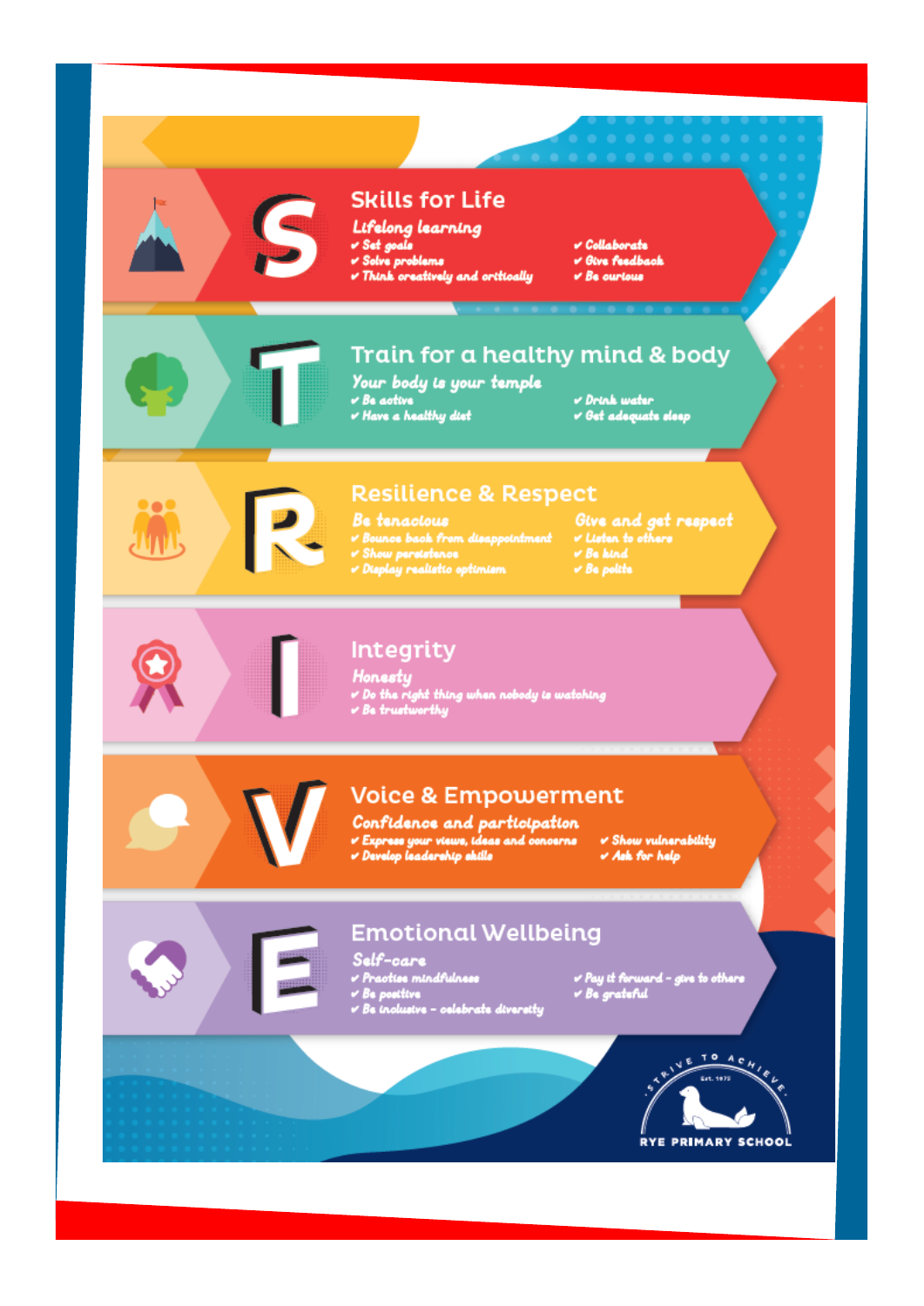# STRIVE

## S — Skills for Life

*Lifelong learning*

- Set goals
- Solve problems
- Think creatively and critically
- Collaborate
- Give feedback
- Be curious

## T — Train for a healthy mind & body

*Your body is your temple*

- Be active
- Have a healthy diet
- Drink water
- Get adequate sleep

## R — Resilience & Respect

*Be tenacious*

- Bounce back from disappointment
- Show persistence
- Display realistic optimism

*Give and get respect*

- Listen to others
- Be kind
- Be polite

## I — Integrity

*Honesty*

- Do the right thing when nobody is watching
- Be trustworthy

## V — Voice & Empowerment

*Confidence and participation*

- Express your views, ideas and concerns
- Develop leadership skills
- Show vulnerability
- Ask for help

## E — Emotional Wellbeing

*Self-care*

- Practice mindfulness
- Be positive
- Be inclusive – celebrate diversity
- Pay it forward – give to others
- Be grateful

STRIVE TO ACHIEVE
Est. 1975
RYE PRIMARY SCHOOL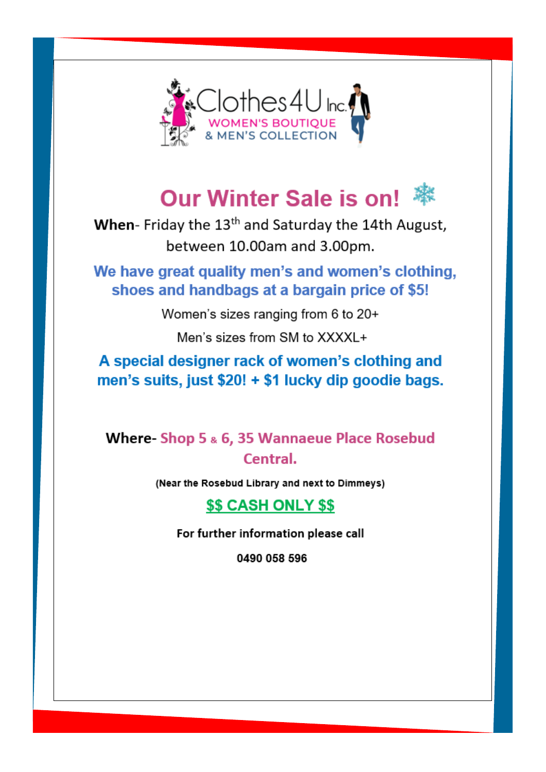Clothes4U Inc.
WOMEN'S BOUTIQUE
& MEN'S COLLECTION

# Our Winter Sale is on! ❄

**When**- Friday the 13th and Saturday the 14th August, between 10.00am and 3.00pm.

**We have great quality men's and women's clothing, shoes and handbags at a bargain price of $5!**

Women's sizes ranging from 6 to 20+

Men's sizes from SM to XXXXL+

**A special designer rack of women's clothing and men's suits, just $20! + $1 lucky dip goodie bags.**

**Where**- **Shop 5 & 6, 35 Wannaeue Place Rosebud Central.**

**(Near the Rosebud Library and next to Dimmeys)**

**$$ CASH ONLY $$**

**For further information please call**

**0490 058 596**